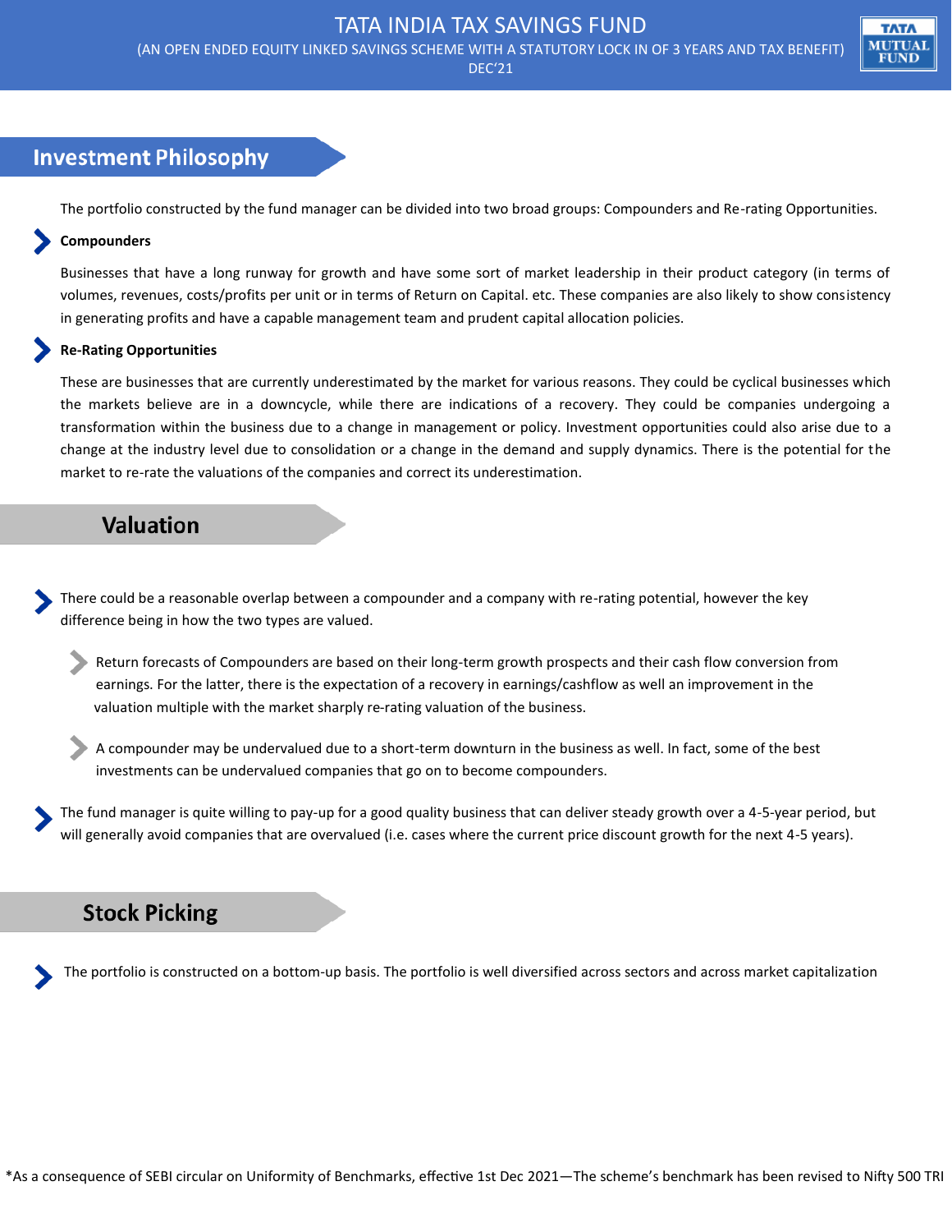# TATA INDIA TAX SAVINGS FUND

(AN OPEN ENDED EQUITY LINKED SAVINGS SCHEME WITH A STATUTORY LOCK IN OF 3 YEARS AND TAX BENEFIT)

DEC'21

## Investment Philosophy

The portfolio constructed by the fund manager can be divided into two broad groups: Compounders and Re-rating Opportunities.

**Compounders**

Businesses that have a long runway for growth and have some sort of market leadership in their product category (in terms of volumes, revenues, costs/profits per unit or in terms of Return on Capital. etc. These companies are also likely to show consistency in generating profits and have a capable management team and prudent capital allocation policies.

**Re-Rating Opportunities**

These are businesses that are currently underestimated by the market for various reasons. They could be cyclical businesses which the markets believe are in a downcycle, while there are indications of a recovery. They could be companies undergoing a transformation within the business due to a change in management or policy. Investment opportunities could also arise due to a change at the industry level due to consolidation or a change in the demand and supply dynamics. There is the potential for the market to re-rate the valuations of the companies and correct its underestimation.

## Valuation

- There could be a reasonable overlap between a compounder and a company with re-rating potential, however the key difference being in how the two types are valued.
  - Return forecasts of Compounders are based on their long-term growth prospects and their cash flow conversion from earnings. For the latter, there is the expectation of a recovery in earnings/cashflow as well an improvement in the valuation multiple with the market sharply re-rating valuation of the business.
  - A compounder may be undervalued due to a short-term downturn in the business as well. In fact, some of the best investments can be undervalued companies that go on to become compounders.
- The fund manager is quite willing to pay-up for a good quality business that can deliver steady growth over a 4-5-year period, but will generally avoid companies that are overvalued (i.e. cases where the current price discount growth for the next 4-5 years).

## Stock Picking

- The portfolio is constructed on a bottom-up basis. The portfolio is well diversified across sectors and across market capitalization

*As a consequence of SEBI circular on Uniformity of Benchmarks, effective 1st Dec 2021—The scheme's benchmark has been revised to Nifty 500 TRI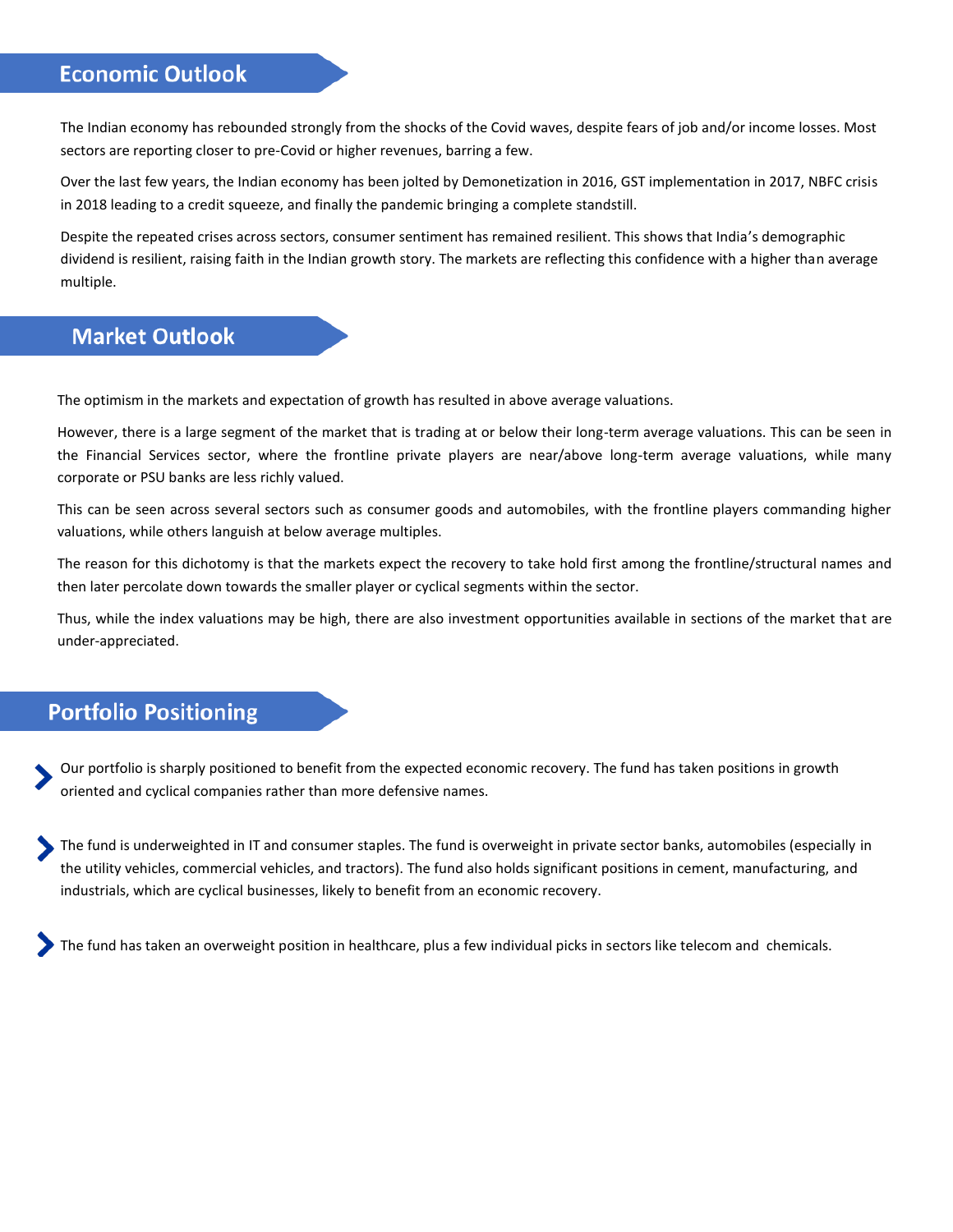## Economic Outlook

The Indian economy has rebounded strongly from the shocks of the Covid waves, despite fears of job and/or income losses. Most sectors are reporting closer to pre-Covid or higher revenues, barring a few.

Over the last few years, the Indian economy has been jolted by Demonetization in 2016, GST implementation in 2017, NBFC crisis in 2018 leading to a credit squeeze, and finally the pandemic bringing a complete standstill.

Despite the repeated crises across sectors, consumer sentiment has remained resilient. This shows that India's demographic dividend is resilient, raising faith in the Indian growth story. The markets are reflecting this confidence with a higher than average multiple.

## Market Outlook

The optimism in the markets and expectation of growth has resulted in above average valuations.

However, there is a large segment of the market that is trading at or below their long-term average valuations. This can be seen in the Financial Services sector, where the frontline private players are near/above long-term average valuations, while many corporate or PSU banks are less richly valued.

This can be seen across several sectors such as consumer goods and automobiles, with the frontline players commanding higher valuations, while others languish at below average multiples.

The reason for this dichotomy is that the markets expect the recovery to take hold first among the frontline/structural names and then later percolate down towards the smaller player or cyclical segments within the sector.

Thus, while the index valuations may be high, there are also investment opportunities available in sections of the market that are under-appreciated.

## Portfolio Positioning

- Our portfolio is sharply positioned to benefit from the expected economic recovery. The fund has taken positions in growth oriented and cyclical companies rather than more defensive names.

- The fund is underweighted in IT and consumer staples. The fund is overweight in private sector banks, automobiles (especially in the utility vehicles, commercial vehicles, and tractors). The fund also holds significant positions in cement, manufacturing, and industrials, which are cyclical businesses, likely to benefit from an economic recovery.

- The fund has taken an overweight position in healthcare, plus a few individual picks in sectors like telecom and chemicals.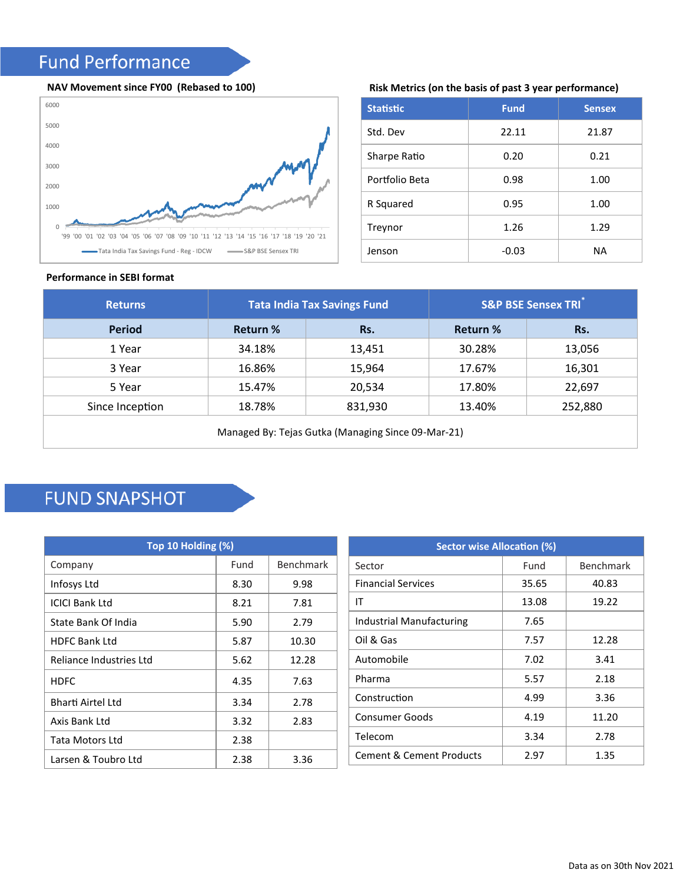# Fund Performance

**NAV Movement since FY00 (Rebased to 100)**

6000
5000
4000
3000
2000
1000
0

'99 '00 '01 '02 '03 '04 '05 '06 '07 '08 '09 '10 '11 '12 '13 '14 '15 '16 '17 '18 '19 '20 '21

Tata India Tax Savings Fund - Reg - IDCW    S&P BSE Sensex TRI

**Risk Metrics (on the basis of past 3 year performance)**

| Statistic | Fund | Sensex |
|---|---|---|
| Std. Dev | 22.11 | 21.87 |
| Sharpe Ratio | 0.20 | 0.21 |
| Portfolio Beta | 0.98 | 1.00 |
| R Squared | 0.95 | 1.00 |
| Treynor | 1.26 | 1.29 |
| Jenson | -0.03 | NA |

**Performance in SEBI format**

| Returns | Tata India Tax Savings Fund | | S&P BSE Sensex TRI* | |
|---|---|---|---|---|
| Period | Return % | Rs. | Return % | Rs. |
| 1 Year | 34.18% | 13,451 | 30.28% | 13,056 |
| 3 Year | 16.86% | 15,964 | 17.67% | 16,301 |
| 5 Year | 15.47% | 20,534 | 17.80% | 22,697 |
| Since Inception | 18.78% | 831,930 | 13.40% | 252,880 |
| Managed By: Tejas Gutka (Managing Since 09-Mar-21) | | | | |

# FUND SNAPSHOT

| Top 10 Holding (%) | | |
|---|---|---|
| Company | Fund | Benchmark |
| Infosys Ltd | 8.30 | 9.98 |
| ICICI Bank Ltd | 8.21 | 7.81 |
| State Bank Of India | 5.90 | 2.79 |
| HDFC Bank Ltd | 5.87 | 10.30 |
| Reliance Industries Ltd | 5.62 | 12.28 |
| HDFC | 4.35 | 7.63 |
| Bharti Airtel Ltd | 3.34 | 2.78 |
| Axis Bank Ltd | 3.32 | 2.83 |
| Tata Motors Ltd | 2.38 | |
| Larsen & Toubro Ltd | 2.38 | 3.36 |

| Sector wise Allocation (%) | | |
|---|---|---|
| Sector | Fund | Benchmark |
| Financial Services | 35.65 | 40.83 |
| IT | 13.08 | 19.22 |
| Industrial Manufacturing | 7.65 | |
| Oil & Gas | 7.57 | 12.28 |
| Automobile | 7.02 | 3.41 |
| Pharma | 5.57 | 2.18 |
| Construction | 4.99 | 3.36 |
| Consumer Goods | 4.19 | 11.20 |
| Telecom | 3.34 | 2.78 |
| Cement & Cement Products | 2.97 | 1.35 |

Data as on 30th Nov 2021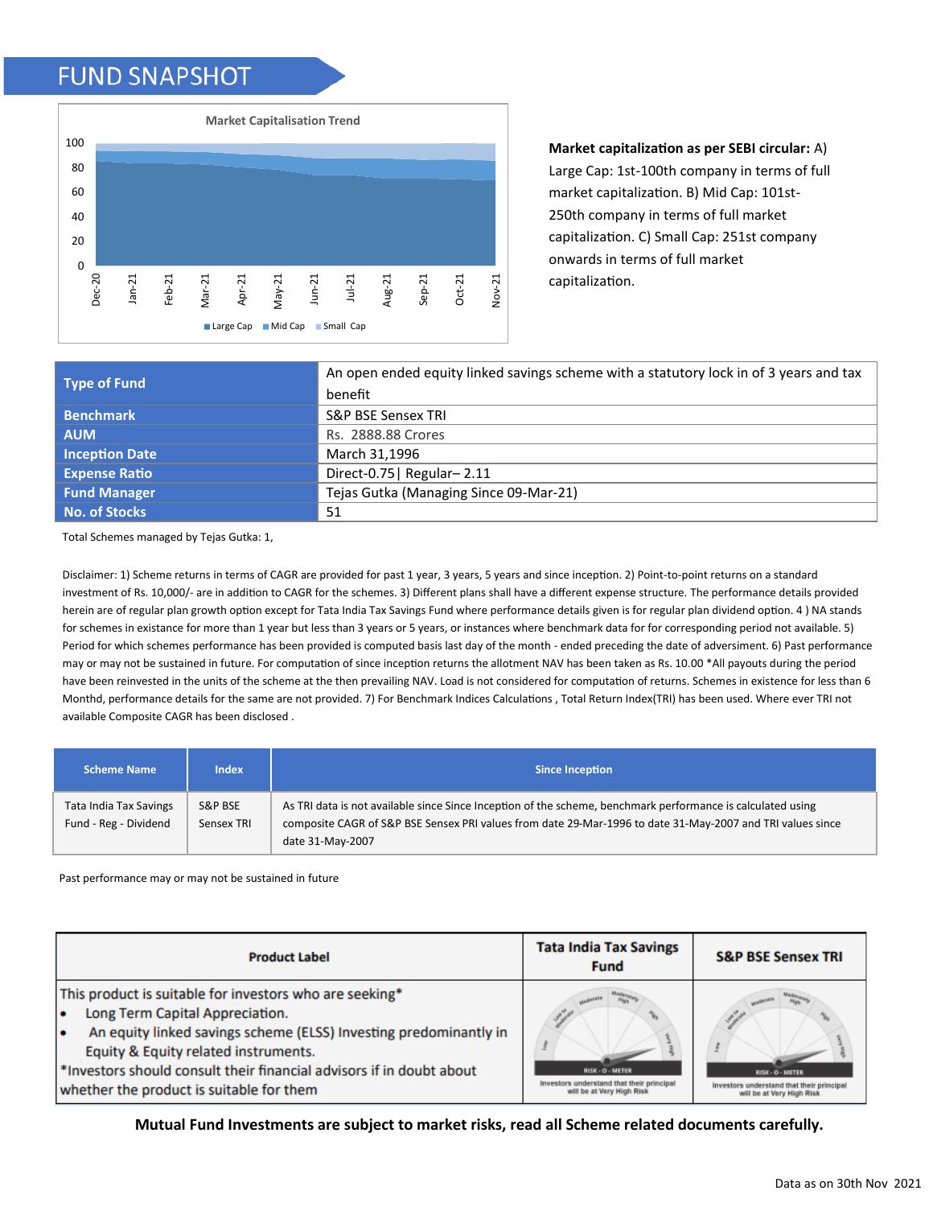# FUND SNAPSHOT

Market Capitalisation Trend

100
80
60
40
20
0

Dec-20 Jan-21 Feb-21 Mar-21 Apr-21 May-21 Jun-21 Jul-21 Aug-21 Sep-21 Oct-21 Nov-21

Large Cap  Mid Cap  Small Cap

**Market capitalization as per SEBI circular:** A) Large Cap: 1st-100th company in terms of full market capitalization. B) Mid Cap: 101st-250th company in terms of full market capitalization. C) Small Cap: 251st company onwards in terms of full market capitalization.

| | |
|---|---|
| **Type of Fund** | An open ended equity linked savings scheme with a statutory lock in of 3 years and tax benefit |
| **Benchmark** | S&P BSE Sensex TRI |
| **AUM** | Rs. 2888.88 Crores |
| **Inception Date** | March 31,1996 |
| **Expense Ratio** | Direct-0.75\| Regular– 2.11 |
| **Fund Manager** | Tejas Gutka (Managing Since 09-Mar-21) |
| **No. of Stocks** | 51 |

Total Schemes managed by Tejas Gutka: 1,

Disclaimer: 1) Scheme returns in terms of CAGR are provided for past 1 year, 3 years, 5 years and since inception. 2) Point-to-point returns on a standard investment of Rs. 10,000/- are in addition to CAGR for the schemes. 3) Different plans shall have a different expense structure. The performance details provided herein are of regular plan growth option except for Tata India Tax Savings Fund where performance details given is for regular plan dividend option. 4 ) NA stands for schemes in existance for more than 1 year but less than 3 years or 5 years, or instances where benchmark data for for corresponding period not available. 5) Period for which schemes performance has been provided is computed basis last day of the month - ended preceding the date of advertisment. 6) Past performance may or may not be sustained in future. For computation of since inception returns the allotment NAV has been taken as Rs. 10.00 *All payouts during the period have been reinvested in the units of the scheme at the then prevailing NAV. Load is not considered for computation of returns. Schemes in existence for less than 6 Monthd, performance details for the same are not provided. 7) For Benchmark Indices Calculations , Total Return Index(TRI) has been used. Where ever TRI not available Composite CAGR has been disclosed .

| Scheme Name | Index | Since Inception |
|---|---|---|
| Tata India Tax Savings Fund - Reg - Dividend | S&P BSE Sensex TRI | As TRI data is not available since Since Inception of the scheme, benchmark performance is calculated using composite CAGR of S&P BSE Sensex PRI values from date 29-Mar-1996 to date 31-May-2007 and TRI values since date 31-May-2007 |

Past performance may or may not be sustained in future

| Product Label | Tata India Tax Savings Fund | S&P BSE Sensex TRI |
|---|---|---|
| This product is suitable for investors who are seeking*<br>• Long Term Capital Appreciation.<br>• An equity linked savings scheme (ELSS) Investing predominantly in Equity & Equity related instruments.<br>*Investors should consult their financial advisors if in doubt about whether the product is suitable for them | RISK - O - METER<br>Investors understand that their principal will be at Very High Risk | RISK - O - METER<br>Investors understand that their principal will be at Very High Risk |

**Mutual Fund Investments are subject to market risks, read all Scheme related documents carefully.**

Data as on 30th Nov 2021